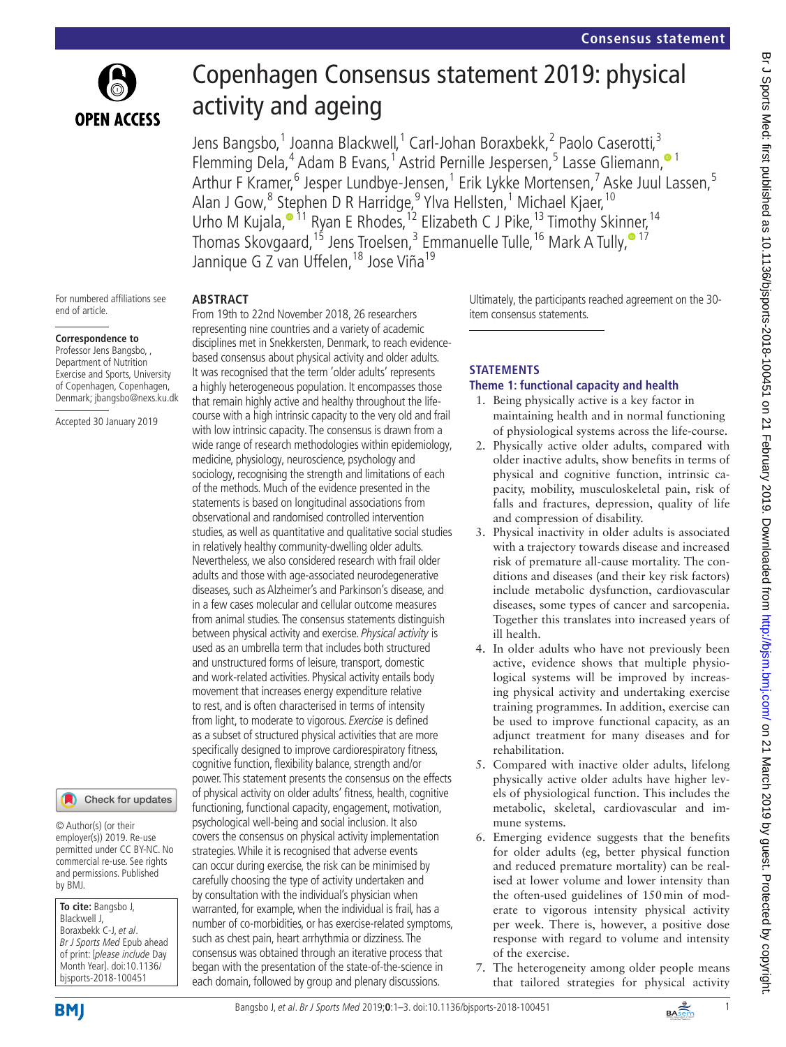# Copenhagen Consensus statement 2019: physical activity and ageing

Jens Bangsbo,[1] Joanna Blackwell,[1] Carl-Johan Boraxbekk,[2] Paolo Caserotti,[3] Flemming Dela,[4] Adam B Evans,[1] Astrid Pernille Jespersen,[5] Lasse Gliemann,[1] Arthur F Kramer,[6] Jesper Lundbye-Jensen,[1] Erik Lykke Mortensen,[7] Aske Juul Lassen,[5] Alan J Gow,[8] Stephen D R Harridge,[9] Ylva Hellsten,[1] Michael Kjaer,[10] Urho M Kujala,[11] Ryan E Rhodes,[12] Elizabeth C J Pike,[13] Timothy Skinner,[14] Thomas Skovgaard,[15] Jens Troelsen,[3] Emmanuelle Tulle,[16] Mark A Tully,[17] Jannique G Z van Uffelen,[18] Jose Viña[19]

For numbered affiliations see end of article.

**Correspondence to**
Professor Jens Bangsbo, , Department of Nutrition Exercise and Sports, University of Copenhagen, Copenhagen, Denmark; jbangsbo@nexs.ku.dk

Accepted 30 January 2019

© Author(s) (or their employer(s)) 2019. Re-use permitted under CC BY-NC. No commercial re-use. See rights and permissions. Published by BMJ.

**To cite:** Bangsbo J, Blackwell J, Boraxbekk C-J, *et al*. *Br J Sports Med* Epub ahead of print: [*please include* Day Month Year]. doi:10.1136/bjsports-2018-100451

## ABSTRACT

From 19th to 22nd November 2018, 26 researchers representing nine countries and a variety of academic disciplines met in Snekkersten, Denmark, to reach evidence-based consensus about physical activity and older adults. It was recognised that the term 'older adults' represents a highly heterogeneous population. It encompasses those that remain highly active and healthy throughout the life-course with a high intrinsic capacity to the very old and frail with low intrinsic capacity. The consensus is drawn from a wide range of research methodologies within epidemiology, medicine, physiology, neuroscience, psychology and sociology, recognising the strength and limitations of each of the methods. Much of the evidence presented in the statements is based on longitudinal associations from observational and randomised controlled intervention studies, as well as quantitative and qualitative social studies in relatively healthy community-dwelling older adults. Nevertheless, we also considered research with frail older adults and those with age-associated neurodegenerative diseases, such as Alzheimer's and Parkinson's disease, and in a few cases molecular and cellular outcome measures from animal studies. The consensus statements distinguish between physical activity and exercise. *Physical activity* is used as an umbrella term that includes both structured and unstructured forms of leisure, transport, domestic and work-related activities. Physical activity entails body movement that increases energy expenditure relative to rest, and is often characterised in terms of intensity from light, to moderate to vigorous. *Exercise* is defined as a subset of structured physical activities that are more specifically designed to improve cardiorespiratory fitness, cognitive function, flexibility balance, strength and/or power. This statement presents the consensus on the effects of physical activity on older adults' fitness, health, cognitive functioning, functional capacity, engagement, motivation, psychological well-being and social inclusion. It also covers the consensus on physical activity implementation strategies. While it is recognised that adverse events can occur during exercise, the risk can be minimised by carefully choosing the type of activity undertaken and by consultation with the individual's physician when warranted, for example, when the individual is frail, has a number of co-morbidities, or has exercise-related symptoms, such as chest pain, heart arrhythmia or dizziness. The consensus was obtained through an iterative process that began with the presentation of the state-of-the-science in each domain, followed by group and plenary discussions. Ultimately, the participants reached agreement on the 30-item consensus statements.

## STATEMENTS

### Theme 1: functional capacity and health

1. Being physically active is a key factor in maintaining health and in normal functioning of physiological systems across the life-course.
2. Physically active older adults, compared with older inactive adults, show benefits in terms of physical and cognitive function, intrinsic capacity, mobility, musculoskeletal pain, risk of falls and fractures, depression, quality of life and compression of disability.
3. Physical inactivity in older adults is associated with a trajectory towards disease and increased risk of premature all-cause mortality. The conditions and diseases (and their key risk factors) include metabolic dysfunction, cardiovascular diseases, some types of cancer and sarcopenia. Together this translates into increased years of ill health.
4. In older adults who have not previously been active, evidence shows that multiple physiological systems will be improved by increasing physical activity and undertaking exercise training programmes. In addition, exercise can be used to improve functional capacity, as an adjunct treatment for many diseases and for rehabilitation.
5. Compared with inactive older adults, lifelong physically active older adults have higher levels of physiological function. This includes the metabolic, skeletal, cardiovascular and immune systems.
6. Emerging evidence suggests that the benefits for older adults (eg, better physical function and reduced premature mortality) can be realised at lower volume and lower intensity than the often-used guidelines of 150 min of moderate to vigorous intensity physical activity per week. There is, however, a positive dose response with regard to volume and intensity of the exercise.
7. The heterogeneity among older people means that tailored strategies for physical activity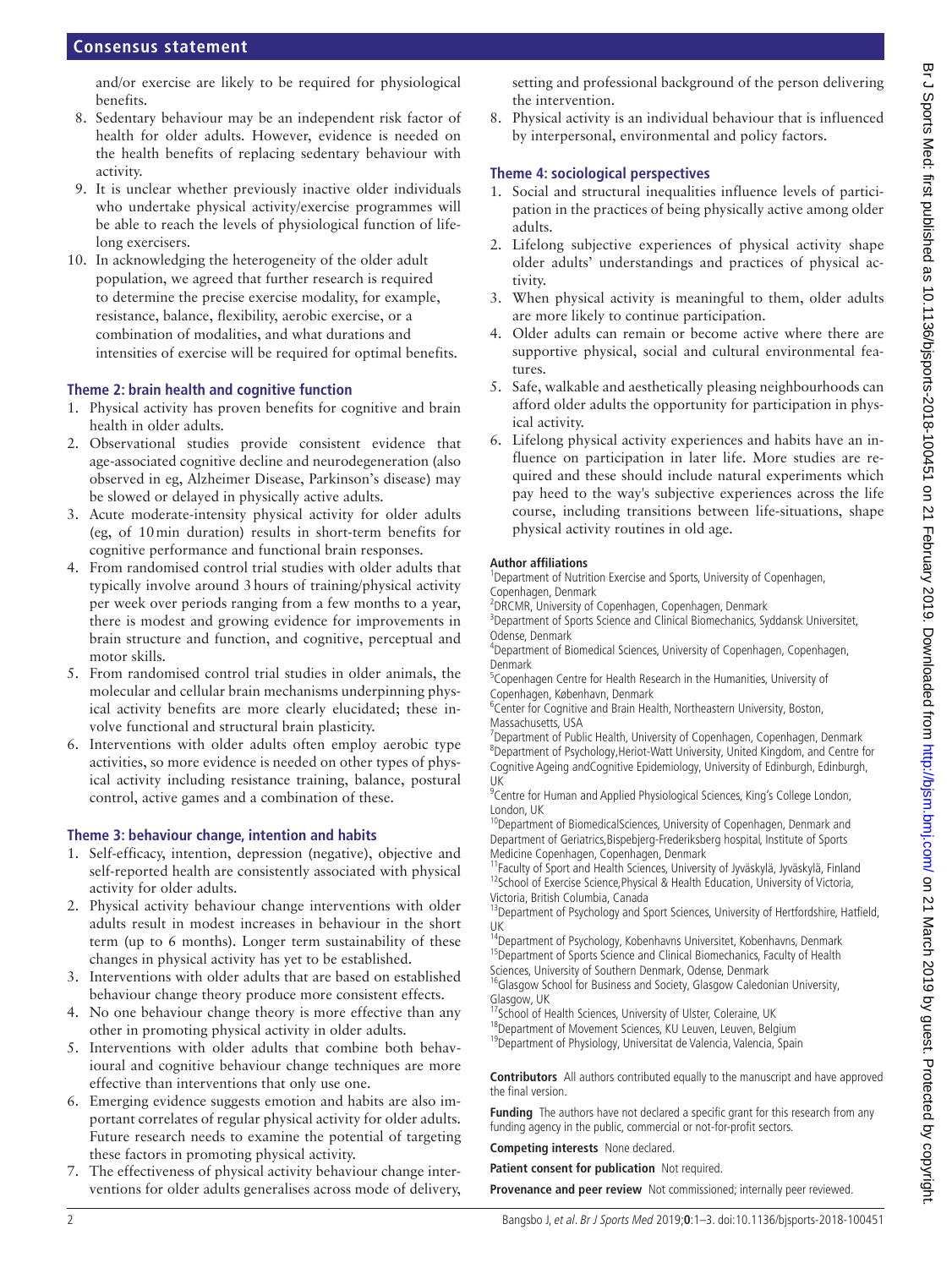and/or exercise are likely to be required for physiological benefits.

8. Sedentary behaviour may be an independent risk factor of health for older adults. However, evidence is needed on the health benefits of replacing sedentary behaviour with activity.
9. It is unclear whether previously inactive older individuals who undertake physical activity/exercise programmes will be able to reach the levels of physiological function of lifelong exercisers.
10. In acknowledging the heterogeneity of the older adult population, we agreed that further research is required to determine the precise exercise modality, for example, resistance, balance, flexibility, aerobic exercise, or a combination of modalities, and what durations and intensities of exercise will be required for optimal benefits.

### Theme 2: brain health and cognitive function

1. Physical activity has proven benefits for cognitive and brain health in older adults.
2. Observational studies provide consistent evidence that age-associated cognitive decline and neurodegeneration (also observed in eg, Alzheimer Disease, Parkinson's disease) may be slowed or delayed in physically active adults.
3. Acute moderate-intensity physical activity for older adults (eg, of 10 min duration) results in short-term benefits for cognitive performance and functional brain responses.
4. From randomised control trial studies with older adults that typically involve around 3 hours of training/physical activity per week over periods ranging from a few months to a year, there is modest and growing evidence for improvements in brain structure and function, and cognitive, perceptual and motor skills.
5. From randomised control trial studies in older animals, the molecular and cellular brain mechanisms underpinning physical activity benefits are more clearly elucidated; these involve functional and structural brain plasticity.
6. Interventions with older adults often employ aerobic type activities, so more evidence is needed on other types of physical activity including resistance training, balance, postural control, active games and a combination of these.

### Theme 3: behaviour change, intention and habits

1. Self-efficacy, intention, depression (negative), objective and self-reported health are consistently associated with physical activity for older adults.
2. Physical activity behaviour change interventions with older adults result in modest increases in behaviour in the short term (up to 6 months). Longer term sustainability of these changes in physical activity has yet to be established.
3. Interventions with older adults that are based on established behaviour change theory produce more consistent effects.
4. No one behaviour change theory is more effective than any other in promoting physical activity in older adults.
5. Interventions with older adults that combine both behavioural and cognitive behaviour change techniques are more effective than interventions that only use one.
6. Emerging evidence suggests emotion and habits are also important correlates of regular physical activity for older adults. Future research needs to examine the potential of targeting these factors in promoting physical activity.
7. The effectiveness of physical activity behaviour change interventions for older adults generalises across mode of delivery, setting and professional background of the person delivering the intervention.
8. Physical activity is an individual behaviour that is influenced by interpersonal, environmental and policy factors.

### Theme 4: sociological perspectives

1. Social and structural inequalities influence levels of participation in the practices of being physically active among older adults.
2. Lifelong subjective experiences of physical activity shape older adults' understandings and practices of physical activity.
3. When physical activity is meaningful to them, older adults are more likely to continue participation.
4. Older adults can remain or become active where there are supportive physical, social and cultural environmental features.
5. Safe, walkable and aesthetically pleasing neighbourhoods can afford older adults the opportunity for participation in physical activity.
6. Lifelong physical activity experiences and habits have an influence on participation in later life. More studies are required and these should include natural experiments which pay heed to the way's subjective experiences across the life course, including transitions between life-situations, shape physical activity routines in old age.

**Author affiliations**

[1]Department of Nutrition Exercise and Sports, University of Copenhagen, Copenhagen, Denmark
[2]DRCMR, University of Copenhagen, Copenhagen, Denmark
[3]Department of Sports Science and Clinical Biomechanics, Syddansk Universitet, Odense, Denmark
[4]Department of Biomedical Sciences, University of Copenhagen, Copenhagen, Denmark
[5]Copenhagen Centre for Health Research in the Humanities, University of Copenhagen, København, Denmark
[6]Center for Cognitive and Brain Health, Northeastern University, Boston, Massachusetts, USA
[7]Department of Public Health, University of Copenhagen, Copenhagen, Denmark
[8]Department of Psychology,Heriot-Watt University, United Kingdom, and Centre for Cognitive Ageing andCognitive Epidemiology, University of Edinburgh, Edinburgh, UK
[9]Centre for Human and Applied Physiological Sciences, King's College London, London, UK
[10]Department of BiomedicalSciences, University of Copenhagen, Denmark and Department of Geriatrics,Bispebjerg-Frederiksberg hospital, Institute of Sports Medicine Copenhagen, Copenhagen, Denmark
[11]Faculty of Sport and Health Sciences, University of Jyväskylä, Jyväskylä, Finland
[12]School of Exercise Science,Physical & Health Education, University of Victoria, Victoria, British Columbia, Canada
[13]Department of Psychology and Sport Sciences, University of Hertfordshire, Hatfield, UK
[14]Department of Psychology, Kobenhavns Universitet, Kobenhavns, Denmark
[15]Department of Sports Science and Clinical Biomechanics, Faculty of Health Sciences, University of Southern Denmark, Odense, Denmark
[16]Glasgow School for Business and Society, Glasgow Caledonian University, Glasgow, UK
[17]School of Health Sciences, University of Ulster, Coleraine, UK
[18]Department of Movement Sciences, KU Leuven, Leuven, Belgium
[19]Department of Physiology, Universitat de Valencia, Valencia, Spain

**Contributors** All authors contributed equally to the manuscript and have approved the final version.

**Funding** The authors have not declared a specific grant for this research from any funding agency in the public, commercial or not-for-profit sectors.

**Competing interests** None declared.

**Patient consent for publication** Not required.

**Provenance and peer review** Not commissioned; internally peer reviewed.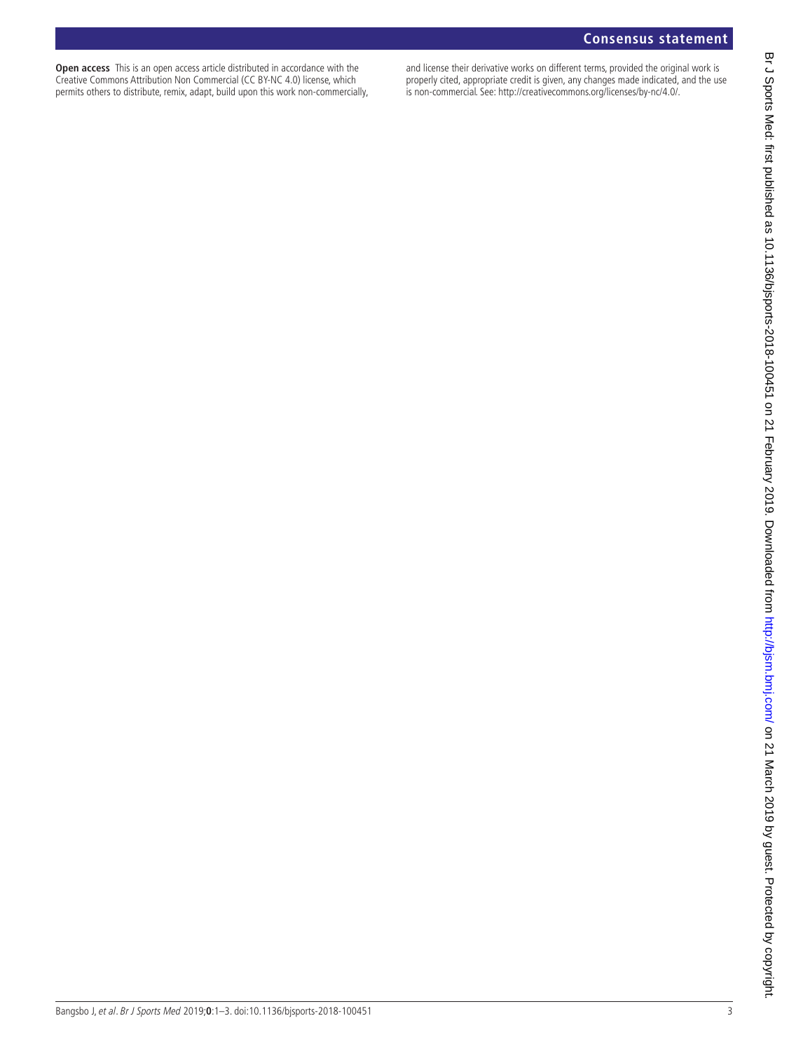**Open access** This is an open access article distributed in accordance with the Creative Commons Attribution Non Commercial (CC BY-NC 4.0) license, which permits others to distribute, remix, adapt, build upon this work non-commercially, and license their derivative works on different terms, provided the original work is properly cited, appropriate credit is given, any changes made indicated, and the use is non-commercial. See: http://creativecommons.org/licenses/by-nc/4.0/.